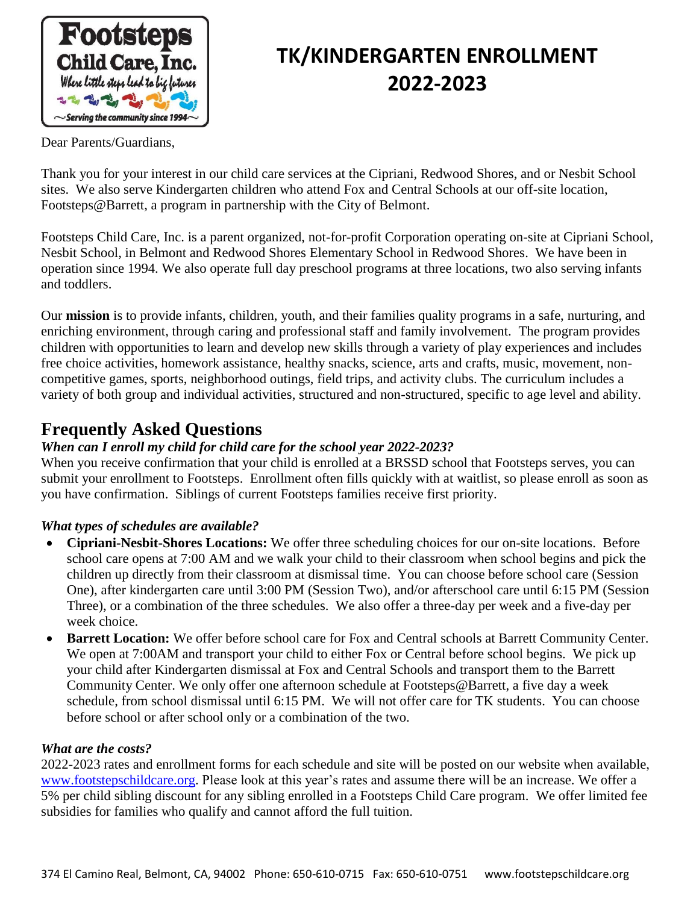# TK/KINDERGARTEN ENROLLMENT 2022-2023

Dear Parents/Guardians,

Thank you for your interest in our child care services at the Cipriani, Redwood Shores, and or Nesbit School sites. We also serve Kindergarten children who attend Fox and Central Schools at our off-site location, Footsteps@Barrett, a program in partnership with the City of Belmont.

Footsteps Child Care, Inc. is a parent organized, not-for-profit Corporation operating on-site at Cipriani School, Nesbit School, in Belmont and Redwood Shores Elementary School in Redwood Shores. We have been in operation since 1994. We also operate full day preschool programs at three locations, two also serving infants and toddlers.

Our **mission** is to provide infants, children, youth, and their families quality programs in a safe, nurturing, and enriching environment, through caring and professional staff and family involvement. The program provides children with opportunities to learn and develop new skills through a variety of play experiences and includes free choice activities, homework assistance, healthy snacks, science, arts and crafts, music, movement, non-competitive games, sports, neighborhood outings, field trips, and activity clubs. The curriculum includes a variety of both group and individual activities, structured and non-structured, specific to age level and ability.

## Frequently Asked Questions

***When can I enroll my child for child care for the school year 2022-2023?***

When you receive confirmation that your child is enrolled at a BRSSD school that Footsteps serves, you can submit your enrollment to Footsteps. Enrollment often fills quickly with at waitlist, so please enroll as soon as you have confirmation. Siblings of current Footsteps families receive first priority.

***What types of schedules are available?***

- **Cipriani-Nesbit-Shores Locations:** We offer three scheduling choices for our on-site locations. Before school care opens at 7:00 AM and we walk your child to their classroom when school begins and pick the children up directly from their classroom at dismissal time. You can choose before school care (Session One), after kindergarten care until 3:00 PM (Session Two), and/or afterschool care until 6:15 PM (Session Three), or a combination of the three schedules. We also offer a three-day per week and a five-day per week choice.
- **Barrett Location:** We offer before school care for Fox and Central schools at Barrett Community Center. We open at 7:00AM and transport your child to either Fox or Central before school begins. We pick up your child after Kindergarten dismissal at Fox and Central Schools and transport them to the Barrett Community Center. We only offer one afternoon schedule at Footsteps@Barrett, a five day a week schedule, from school dismissal until 6:15 PM. We will not offer care for TK students. You can choose before school or after school only or a combination of the two.

***What are the costs?***

2022-2023 rates and enrollment forms for each schedule and site will be posted on our website when available, www.footstepschildcare.org. Please look at this year's rates and assume there will be an increase. We offer a 5% per child sibling discount for any sibling enrolled in a Footsteps Child Care program. We offer limited fee subsidies for families who qualify and cannot afford the full tuition.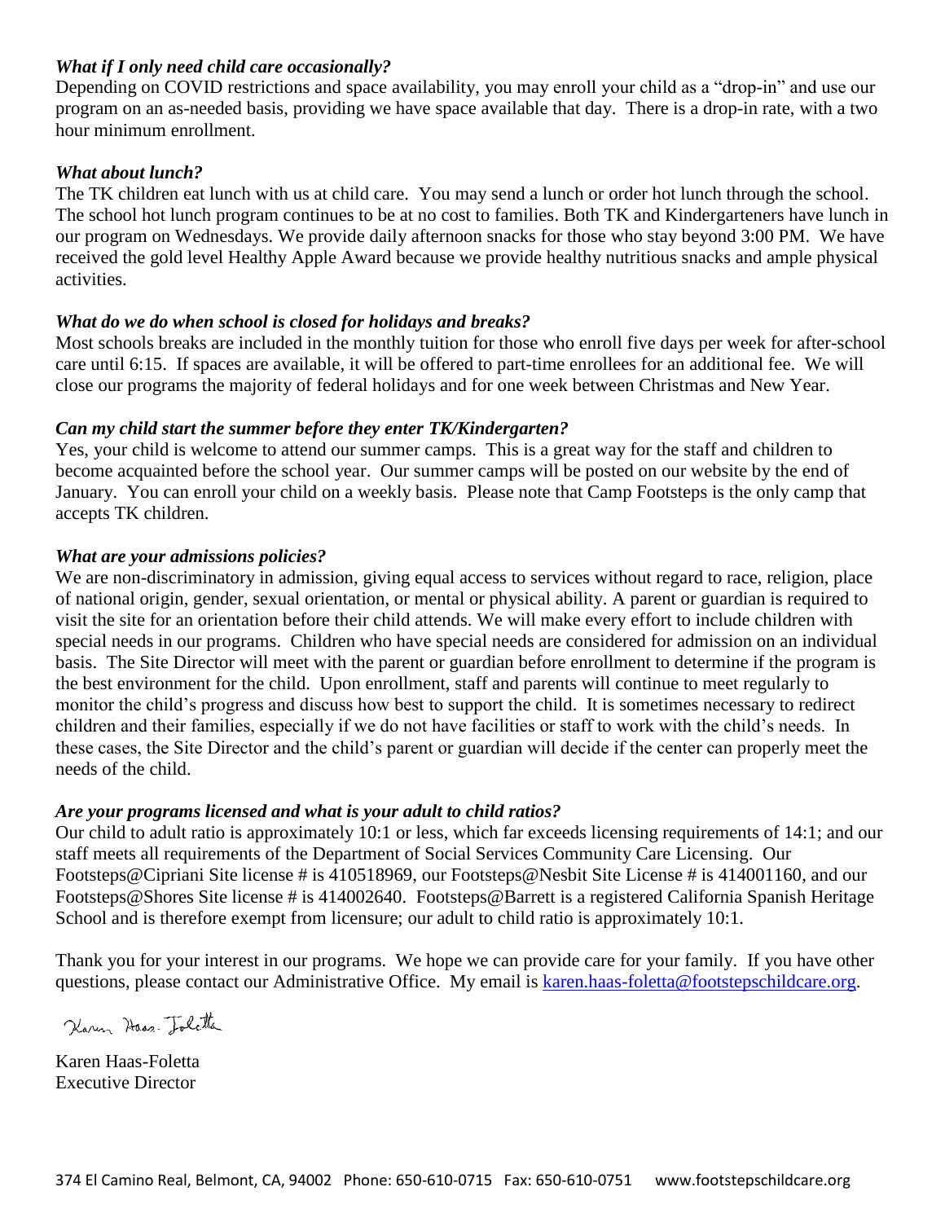***What if I only need child care occasionally?***

Depending on COVID restrictions and space availability, you may enroll your child as a "drop-in" and use our program on an as-needed basis, providing we have space available that day. There is a drop-in rate, with a two hour minimum enrollment.

***What about lunch?***

The TK children eat lunch with us at child care. You may send a lunch or order hot lunch through the school. The school hot lunch program continues to be at no cost to families. Both TK and Kindergarteners have lunch in our program on Wednesdays. We provide daily afternoon snacks for those who stay beyond 3:00 PM. We have received the gold level Healthy Apple Award because we provide healthy nutritious snacks and ample physical activities.

***What do we do when school is closed for holidays and breaks?***

Most schools breaks are included in the monthly tuition for those who enroll five days per week for after-school care until 6:15. If spaces are available, it will be offered to part-time enrollees for an additional fee. We will close our programs the majority of federal holidays and for one week between Christmas and New Year.

***Can my child start the summer before they enter TK/Kindergarten?***

Yes, your child is welcome to attend our summer camps. This is a great way for the staff and children to become acquainted before the school year. Our summer camps will be posted on our website by the end of January. You can enroll your child on a weekly basis. Please note that Camp Footsteps is the only camp that accepts TK children.

***What are your admissions policies?***

We are non-discriminatory in admission, giving equal access to services without regard to race, religion, place of national origin, gender, sexual orientation, or mental or physical ability. A parent or guardian is required to visit the site for an orientation before their child attends. We will make every effort to include children with special needs in our programs. Children who have special needs are considered for admission on an individual basis. The Site Director will meet with the parent or guardian before enrollment to determine if the program is the best environment for the child. Upon enrollment, staff and parents will continue to meet regularly to monitor the child's progress and discuss how best to support the child. It is sometimes necessary to redirect children and their families, especially if we do not have facilities or staff to work with the child's needs. In these cases, the Site Director and the child's parent or guardian will decide if the center can properly meet the needs of the child.

***Are your programs licensed and what is your adult to child ratios?***

Our child to adult ratio is approximately 10:1 or less, which far exceeds licensing requirements of 14:1; and our staff meets all requirements of the Department of Social Services Community Care Licensing. Our Footsteps@Cipriani Site license # is 410518969, our Footsteps@Nesbit Site License # is 414001160, and our Footsteps@Shores Site license # is 414002640. Footsteps@Barrett is a registered California Spanish Heritage School and is therefore exempt from licensure; our adult to child ratio is approximately 10:1.

Thank you for your interest in our programs. We hope we can provide care for your family. If you have other questions, please contact our Administrative Office. My email is [karen.haas-foletta@footstepschildcare.org](mailto:karen.haas-foletta@footstepschildcare.org).

Karen Haas-Foletta

Karen Haas-Foletta
Executive Director

374 El Camino Real, Belmont, CA, 94002 Phone: 650-610-0715 Fax: 650-610-0751 www.footstepschildcare.org